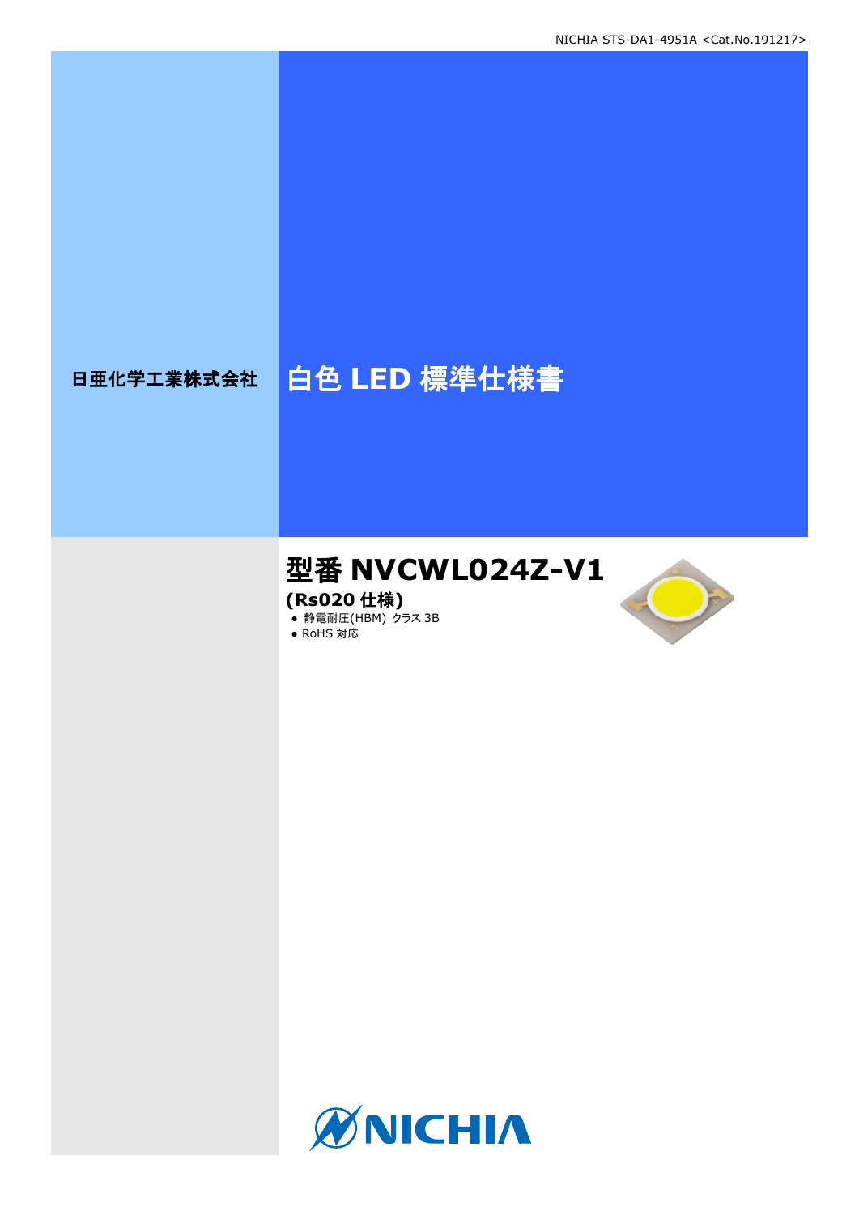日亜化学工業株式会社

# 白色 LED 標準仕様書

## 型番 NVCWL024Z-V1

**(Rs020 仕様)**

- 静電耐圧(HBM) クラス 3B
- RoHS 対応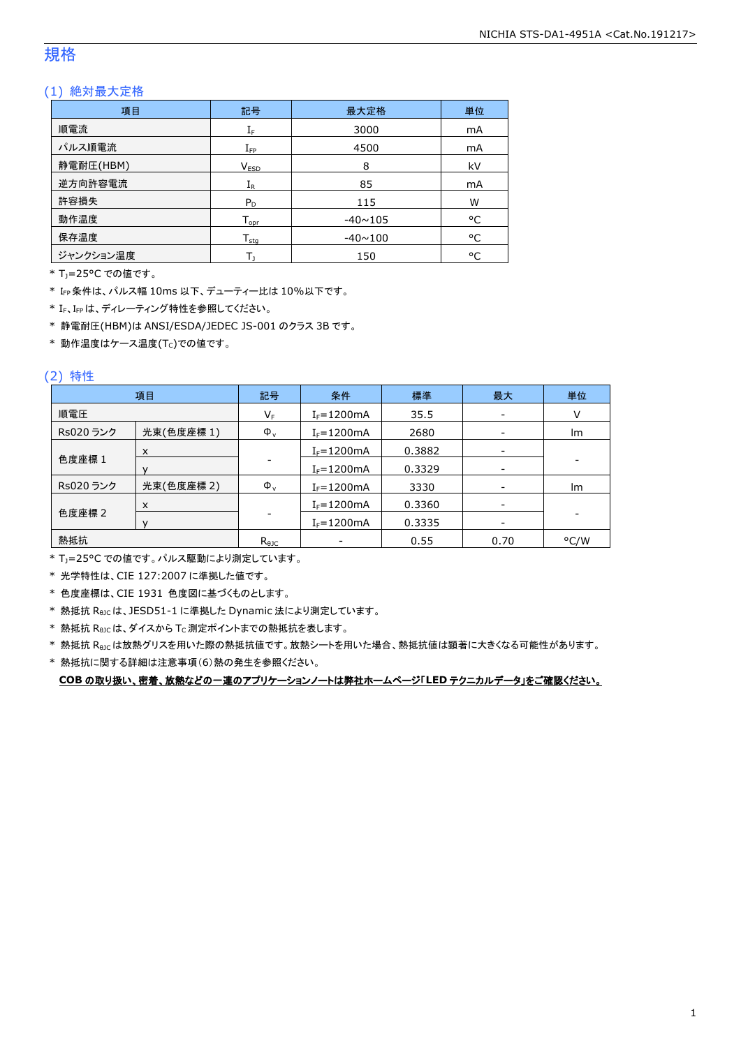# 規格

## (1) 絶対最大定格

| 項目 | 記号 | 最大定格 | 単位 |
|---|---|---|---|
| 順電流 | $I_F$ | 3000 | mA |
| パルス順電流 | $I_{FP}$ | 4500 | mA |
| 静電耐圧(HBM) | $V_{ESD}$ | 8 | kV |
| 逆方向許容電流 | $I_R$ | 85 | mA |
| 許容損失 | $P_D$ | 115 | W |
| 動作温度 | $T_{opr}$ | -40~105 | °C |
| 保存温度 | $T_{stg}$ | -40~100 | °C |
| ジャンクション温度 | $T_J$ | 150 | °C |

* $T_J$=25°C での値です。
* $I_{FP}$ 条件は、パルス幅 10ms 以下、デューティー比は 10%以下です。
* $I_F$、$I_{FP}$ は、ディレーティング特性を参照してください。
* 静電耐圧(HBM)は ANSI/ESDA/JEDEC JS-001 のクラス 3B です。
* 動作温度はケース温度($T_C$)での値です。

## (2) 特性

| 項目 | | 記号 | 条件 | 標準 | 最大 | 単位 |
|---|---|---|---|---|---|---|
| 順電圧 | | $V_F$ | $I_F$=1200mA | 35.5 | - | V |
| Rs020 ランク | 光束(色度座標 1) | $\Phi_v$ | $I_F$=1200mA | 2680 | - | lm |
| 色度座標 1 | x | - | $I_F$=1200mA | 0.3882 | - | - |
| | y | | $I_F$=1200mA | 0.3329 | - | |
| Rs020 ランク | 光束(色度座標 2) | $\Phi_v$ | $I_F$=1200mA | 3330 | - | lm |
| 色度座標 2 | x | - | $I_F$=1200mA | 0.3360 | - | - |
| | y | | $I_F$=1200mA | 0.3335 | - | |
| 熱抵抗 | | $R_{\theta JC}$ | - | 0.55 | 0.70 | °C/W |

* $T_J$=25°C での値です。パルス駆動により測定しています。
* 光学特性は、CIE 127:2007 に準拠した値です。
* 色度座標は、CIE 1931 色度図に基づくものとします。
* 熱抵抗 $R_{\theta JC}$ は、JESD51-1 に準拠した Dynamic 法により測定しています。
* 熱抵抗 $R_{\theta JC}$ は、ダイスから $T_C$ 測定ポイントまでの熱抵抗を表します。
* 熱抵抗 $R_{\theta JC}$ は放熱グリスを用いた際の熱抵抗値です。放熱シートを用いた場合、熱抵抗値は顕著に大きくなる可能性があります。
* 熱抵抗に関する詳細は注意事項(6)熱の発生を参照ください。

**COB の取り扱い、密着、放熱などの一連のアプリケーションノートは弊社ホームページ「LED テクニカルデータ」をご確認ください。**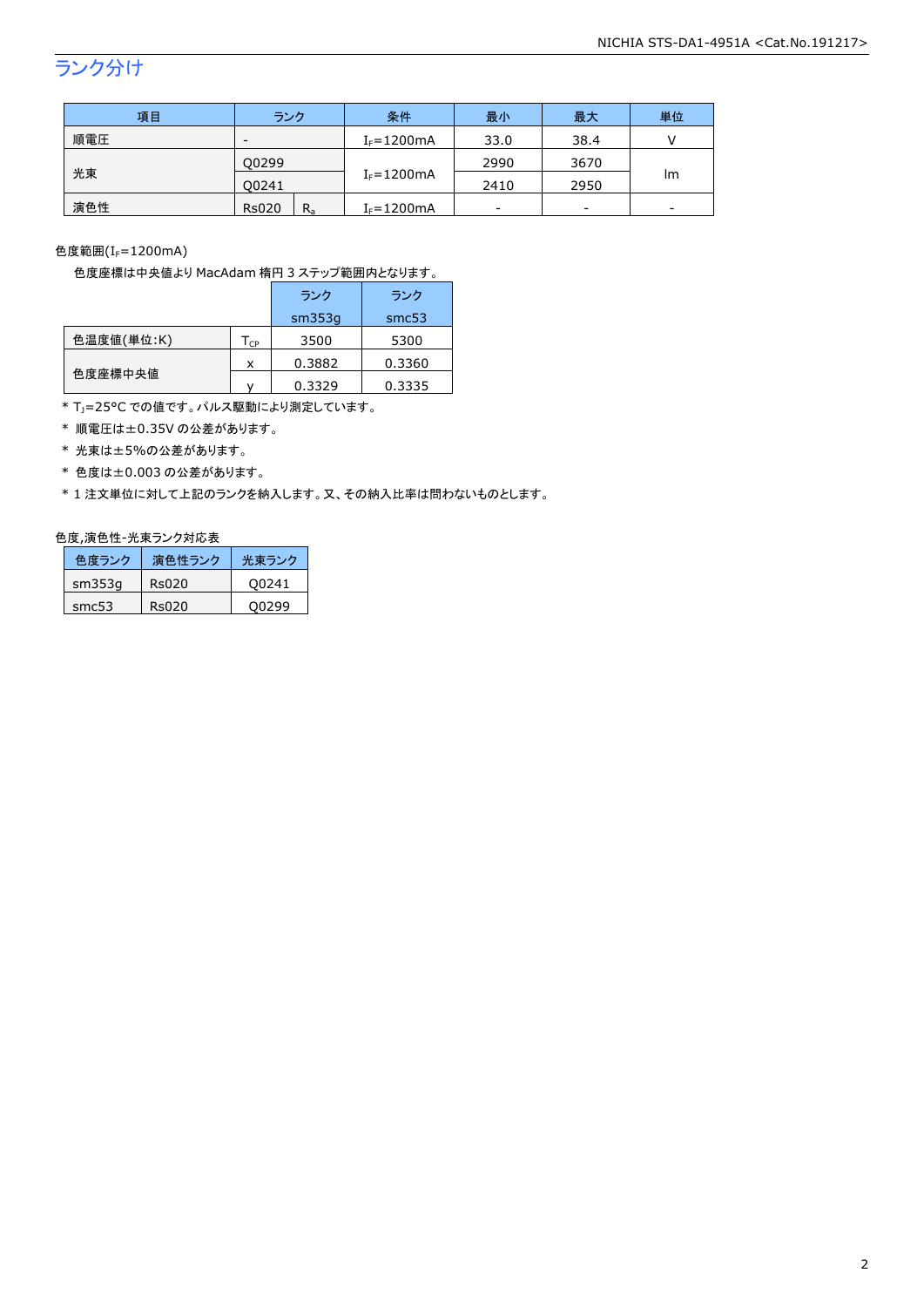## ランク分け

| 項目 | ランク | | 条件 | 最小 | 最大 | 単位 |
|---|---|---|---|---|---|---|
| 順電圧 | - | | $I_F$=1200mA | 33.0 | 38.4 | V |
| 光束 | Q0299 | | $I_F$=1200mA | 2990 | 3670 | lm |
| | Q0241 | | | 2410 | 2950 | |
| 演色性 | Rs020 | $R_a$ | $I_F$=1200mA | - | - | - |

色度範囲($I_F$=1200mA)

色度座標は中央値より MacAdam 楕円 3 ステップ範囲内となります。

| | | ランク sm353g | ランク smc53 |
|---|---|---|---|
| 色温度値(単位:K) | $T_{CP}$ | 3500 | 5300 |
| 色度座標中央値 | x | 0.3882 | 0.3360 |
| | y | 0.3329 | 0.3335 |

* $T_J$=25°C での値です。パルス駆動により測定しています。
* 順電圧は±0.35V の公差があります。
* 光束は±5%の公差があります。
* 色度は±0.003 の公差があります。
* 1 注文単位に対して上記のランクを納入します。又、その納入比率は問わないものとします。

色度,演色性-光束ランク対応表

| 色度ランク | 演色性ランク | 光束ランク |
|---|---|---|
| sm353g | Rs020 | Q0241 |
| smc53 | Rs020 | Q0299 |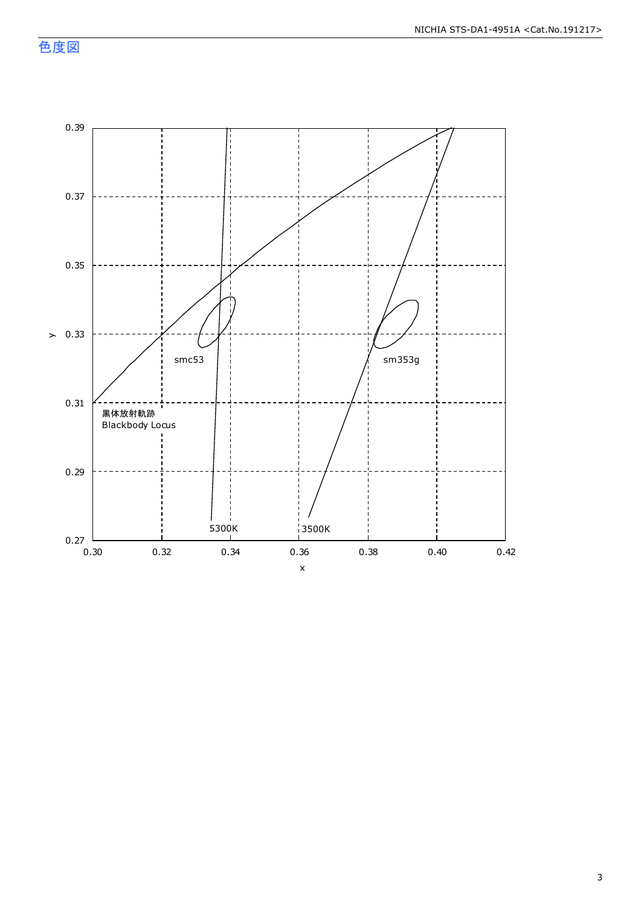# 色度図

0.39

0.37

0.35

0.33

0.31

0.29

0.27

y

0.30 0.32 0.34 0.36 0.38 0.40 0.42

x

smc53

sm353g

5300K

3500K

黒体放射軌跡
Blackbody Locus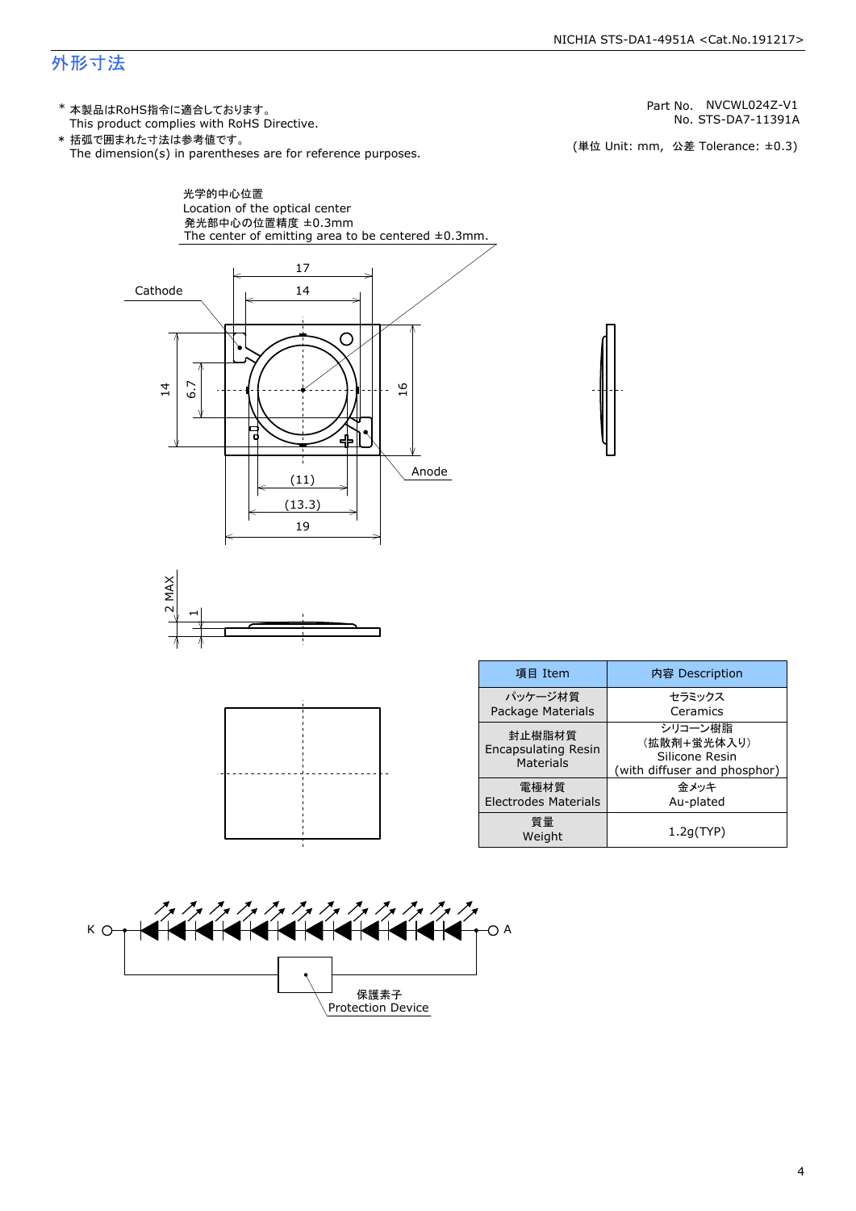## 外形寸法

\* 本製品はRoHS指令に適合しております。
This product complies with RoHS Directive.

\* 括弧で囲まれた寸法は参考値です。
The dimension(s) in parentheses are for reference purposes.

Part No. NVCWL024Z-V1
No. STS-DA7-11391A

(単位 Unit: mm, 公差 Tolerance: ±0.3)

光学的中心位置
Location of the optical center
発光部中心の位置精度 ±0.3mm
The center of emitting area to be centered ±0.3mm.

Cathode

Anode

17, 14, 14, 6.7, 16, (11), (13.3), 19, 2 MAX, 1

| 項目 Item | 内容 Description |
|---|---|
| パッケージ材質<br>Package Materials | セラミックス<br>Ceramics |
| 封止樹脂材質<br>Encapsulating Resin Materials | シリコーン樹脂<br>(拡散剤+蛍光体入り)<br>Silicone Resin<br>(with diffuser and phosphor) |
| 電極材質<br>Electrodes Materials | 金メッキ<br>Au-plated |
| 質量<br>Weight | 1.2g(TYP) |

K A

保護素子
Protection Device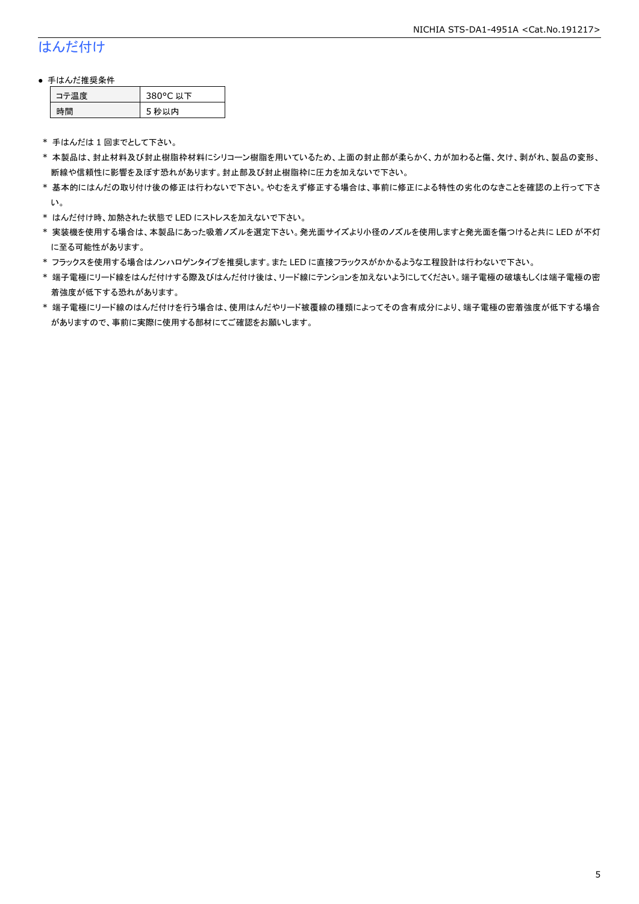## はんだ付け

- 手はんだ推奨条件

| コテ温度 | 380°C 以下 |
| --- | --- |
| 時間 | 5 秒以内 |

* 手はんだは 1 回までとして下さい。
* 本製品は、封止材料及び封止樹脂枠材料にシリコーン樹脂を用いているため、上面の封止部が柔らかく、力が加わると傷、欠け、剥がれ、製品の変形、断線や信頼性に影響を及ぼす恐れがあります。封止部及び封止樹脂枠に圧力を加えないで下さい。
* 基本的にはんだの取り付け後の修正は行わないで下さい。やむをえず修正する場合は、事前に修正による特性の劣化のなきことを確認の上行って下さい。
* はんだ付け時、加熱された状態で LED にストレスを加えないで下さい。
* 実装機を使用する場合は、本製品にあった吸着ノズルを選定下さい。発光面サイズより小径のノズルを使用しますと発光面を傷つけると共に LED が不灯に至る可能性があります。
* フラックスを使用する場合はノンハロゲンタイプを推奨します。また LED に直接フラックスがかかるような工程設計は行わないで下さい。
* 端子電極にリード線をはんだ付けする際及びはんだ付け後は、リード線にテンションを加えないようにしてください。端子電極の破壊もしくは端子電極の密着強度が低下する恐れがあります。
* 端子電極にリード線のはんだ付けを行う場合は、使用はんだやリード被覆線の種類によってその含有成分により、端子電極の密着強度が低下する場合がありますので、事前に実際に使用する部材にてご確認をお願いします。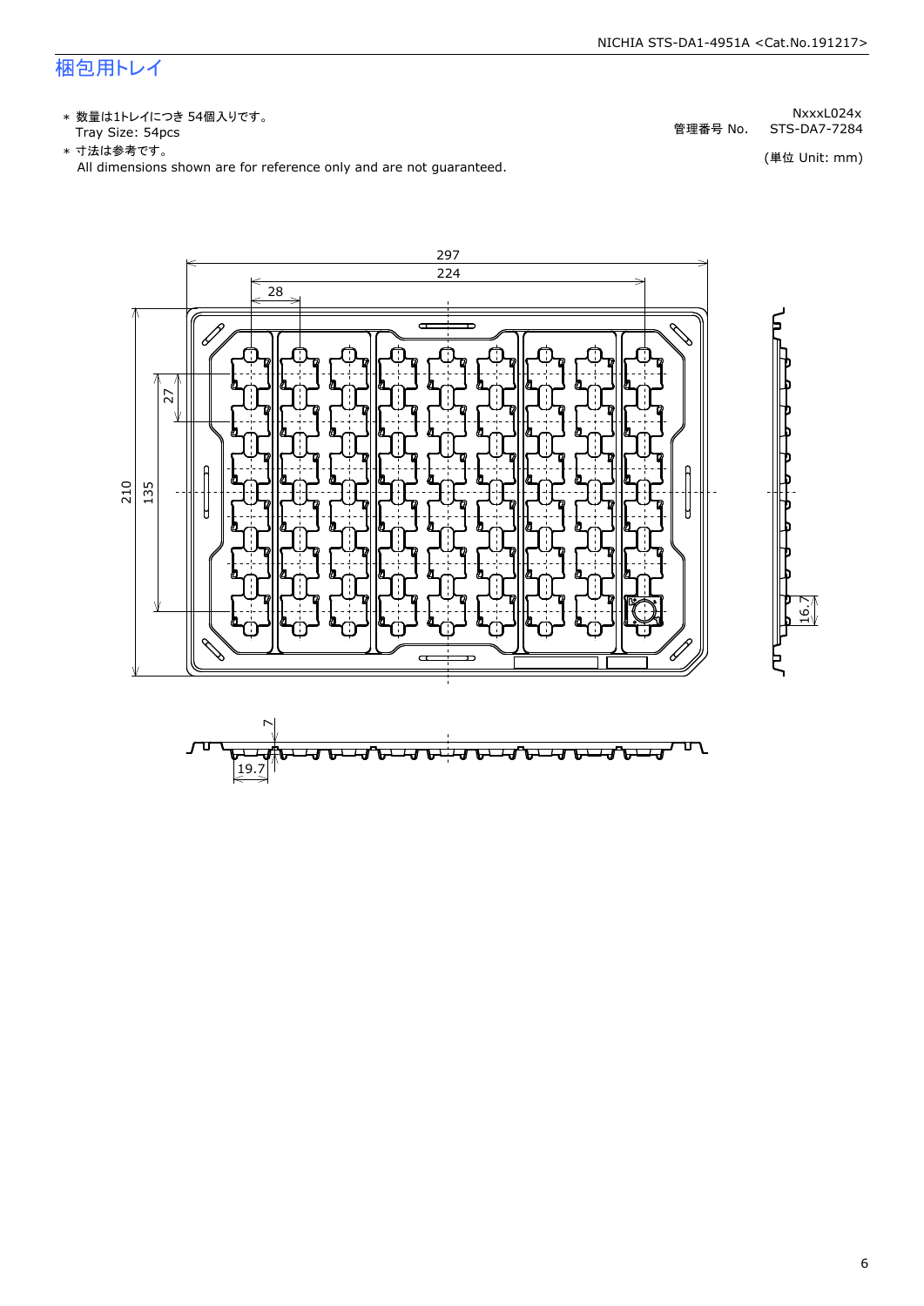# 梱包用トレイ

- * 数量は1トレイにつき 54個入りです。  
  Tray Size: 54pcs
- * 寸法は参考です。  
  All dimensions shown are for reference only and are not guaranteed.

NxxxL024x  
管理番号 No.　STS-DA7-7284

(単位 Unit: mm)

297  
224  
28  
27  
210  
135  
16.7  
7  
19.7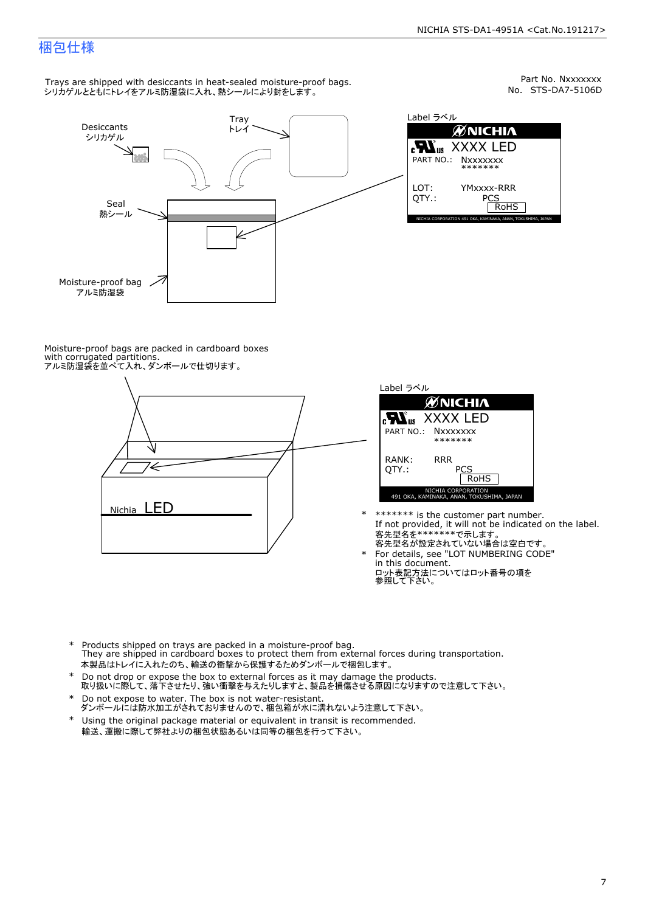## 梱包仕様

Part No. Nxxxxxxx
No. STS-DA7-5106D

Trays are shipped with desiccants in heat-sealed moisture-proof bags.
シリカゲルとともにトレイをアルミ防湿袋に入れ、熱シールにより封をします。

Desiccants
シリカゲル

Tray
トレイ

Seal
熱シール

Moisture-proof bag
アルミ防湿袋

Label ラベル

NICHIA
XXXX LED
PART NO.: Nxxxxxxx
\*\*\*\*\*\*\*
LOT: YMxxxx-RRR
QTY.: PCS
RoHS
NICHIA CORPORATION 491 OKA, KAMINAKA, ANAN, TOKUSHIMA, JAPAN

Moisture-proof bags are packed in cardboard boxes with corrugated partitions.
アルミ防湿袋を並べて入れ、ダンボールで仕切ります。

Nichia LED

Label ラベル

NICHIA
XXXX LED
PART NO.: Nxxxxxxx
\*\*\*\*\*\*\*
RANK: RRR
QTY.: PCS
RoHS
NICHIA CORPORATION
491 OKA, KAMINAKA, ANAN, TOKUSHIMA, JAPAN

- \*\*\*\*\*\*\* is the customer part number.
  If not provided, it will not be indicated on the label.
  客先型名を\*\*\*\*\*\*\*で示します。
  客先型名が設定されていない場合は空白です。
- For details, see "LOT NUMBERING CODE" in this document.
  ロット表記方法についてはロット番号の項を参照して下さい。

- Products shipped on trays are packed in a moisture-proof bag.
  They are shipped in cardboard boxes to protect them from external forces during transportation.
  本製品はトレイに入れたのち、輸送の衝撃から保護するためダンボールで梱包します。
- Do not drop or expose the box to external forces as it may damage the products.
  取り扱いに際して、落下させたり、強い衝撃を与えたりしますと、製品を損傷させる原因になりますので注意して下さい。
- Do not expose to water. The box is not water-resistant.
  ダンボールには防水加工がされておりませんので、梱包箱が水に濡れないよう注意して下さい。
- Using the original package material or equivalent in transit is recommended.
  輸送、運搬に際して弊社よりの梱包状態あるいは同等の梱包を行って下さい。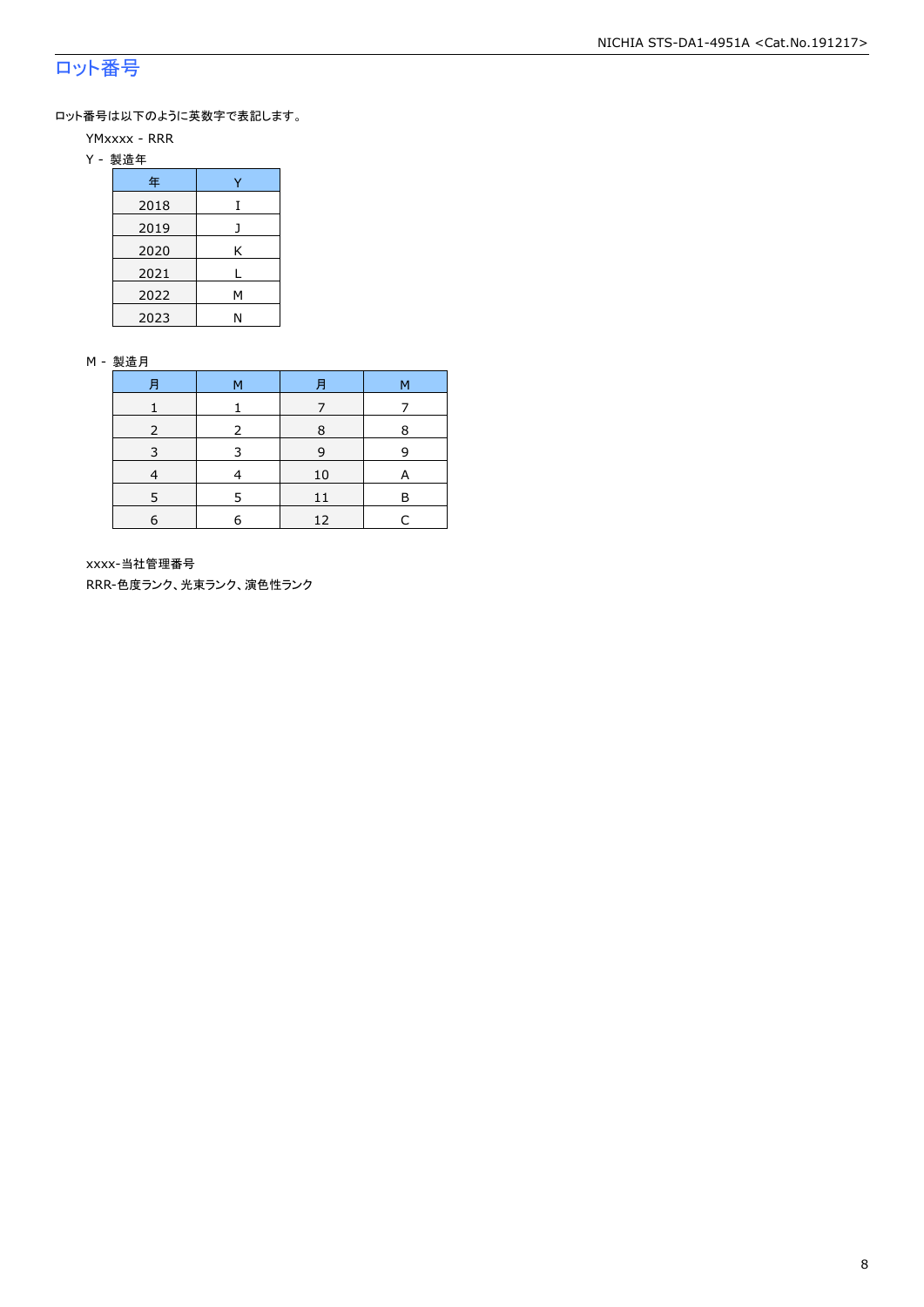## ロット番号

ロット番号は以下のように英数字で表記します。

YMxxxx - RRR

Y - 製造年

| 年 | Y |
|---|---|
| 2018 | I |
| 2019 | J |
| 2020 | K |
| 2021 | L |
| 2022 | M |
| 2023 | N |

M - 製造月

| 月 | M | 月 | M |
|---|---|---|---|
| 1 | 1 | 7 | 7 |
| 2 | 2 | 8 | 8 |
| 3 | 3 | 9 | 9 |
| 4 | 4 | 10 | A |
| 5 | 5 | 11 | B |
| 6 | 6 | 12 | C |

xxxx-当社管理番号

RRR-色度ランク、光束ランク、演色性ランク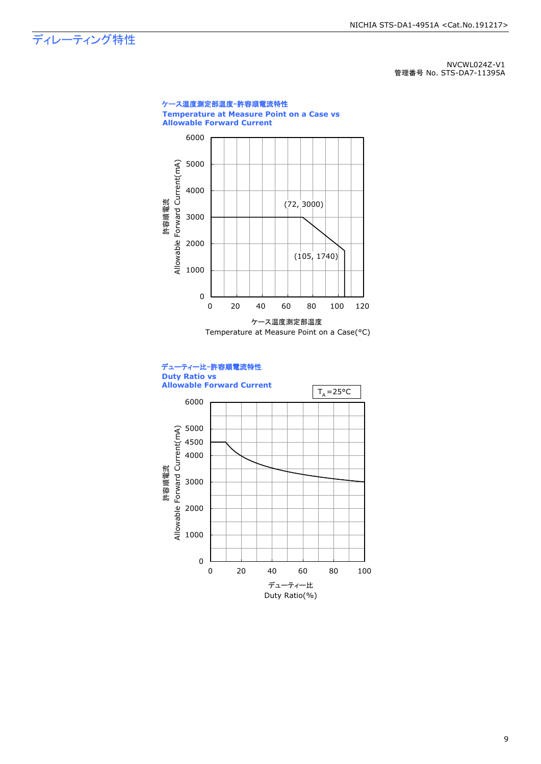# ディレーティング特性

NVCWL024Z-V1
管理番号 No. STS-DA7-11395A

**ケース温度測定部温度-許容順電流特性**
**Temperature at Measure Point on a Case vs Allowable Forward Current**

許容順電流 Allowable Forward Current(mA)

(72, 3000)

(105, 1740)

ケース温度測定部温度
Temperature at Measure Point on a Case(°C)

**デューティー比-許容順電流特性**
**Duty Ratio vs Allowable Forward Current**

$T_A$=25°C

許容順電流 Allowable Forward Current(mA)

デューティー比
Duty Ratio(%)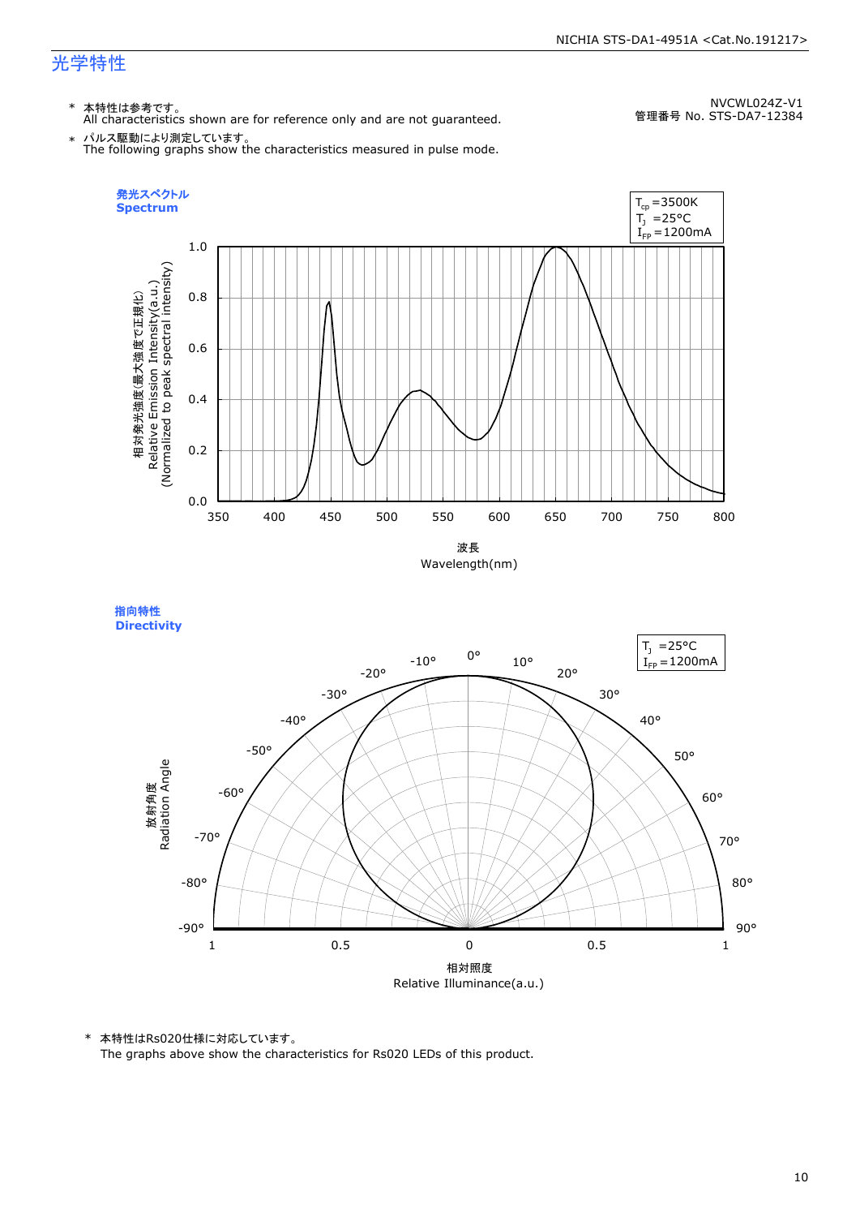## 光学特性

NVCWL024Z-V1
管理番号 No. STS-DA7-12384

\* 本特性は参考です。
All characteristics shown are for reference only and are not guaranteed.

\* パルス駆動により測定しています。
The following graphs show the characteristics measured in pulse mode.

### 発光スペクトル
### Spectrum

$T_{cp}$ =3500K
$T_J$ =25°C
$I_{FP}$ =1200mA

相対発光強度(最大強度で正規化)
Relative Emission Intensity(a.u.)
(Normalized to peak spectral intensity)

波長
Wavelength(nm)

### 指向特性
### Directivity

$T_J$ =25°C
$I_{FP}$ =1200mA

放射角度
Radiation Angle

相対照度
Relative Illuminance(a.u.)

\* 本特性はRs020仕様に対応しています。
The graphs above show the characteristics for Rs020 LEDs of this product.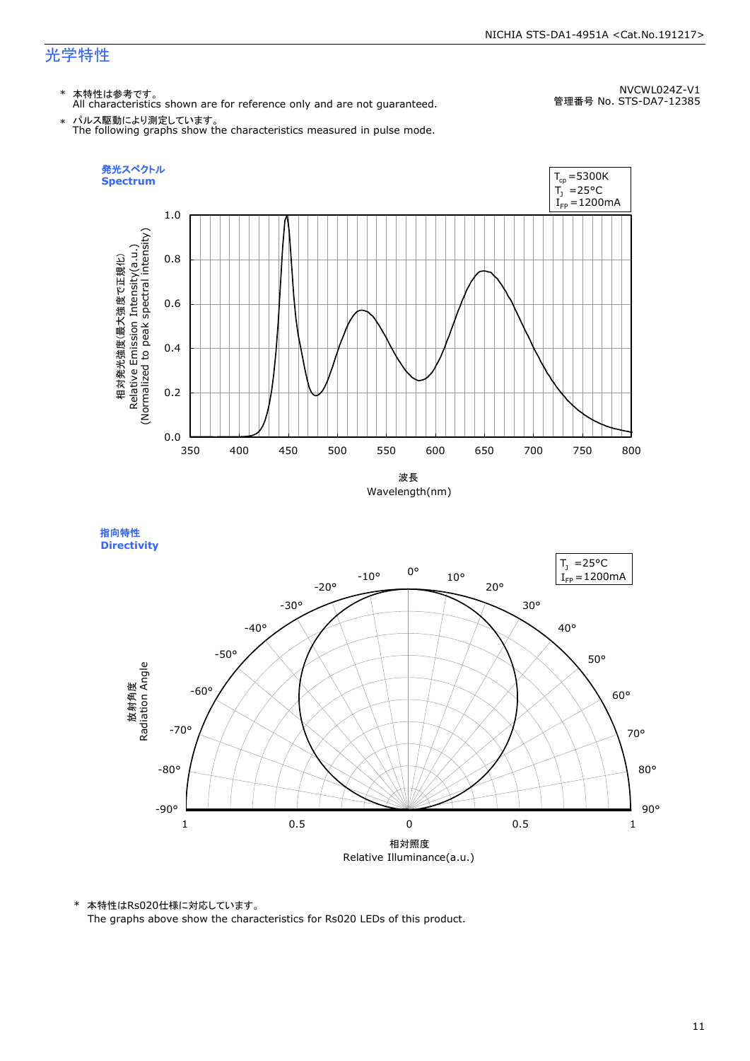## 光学特性

NVCWL024Z-V1
管理番号 No. STS-DA7-12385

\* 本特性は参考です。
All characteristics shown are for reference only and are not guaranteed.

\* パルス駆動により測定しています。
The following graphs show the characteristics measured in pulse mode.

**発光スペクトル**
**Spectrum**

$T_{cp}$ =5300K
$T_J$ =25°C
$I_{FP}$ =1200mA

相対発光強度(最大強度で正規化)
Relative Emission Intensity(a.u.)
(Normalized to peak spectral intensity)

波長
Wavelength(nm)

**指向特性**
**Directivity**

$T_J$ =25°C
$I_{FP}$ =1200mA

放射角度
Radiation Angle

相対照度
Relative Illuminance(a.u.)

\* 本特性はRs020仕様に対応しています。
The graphs above show the characteristics for Rs020 LEDs of this product.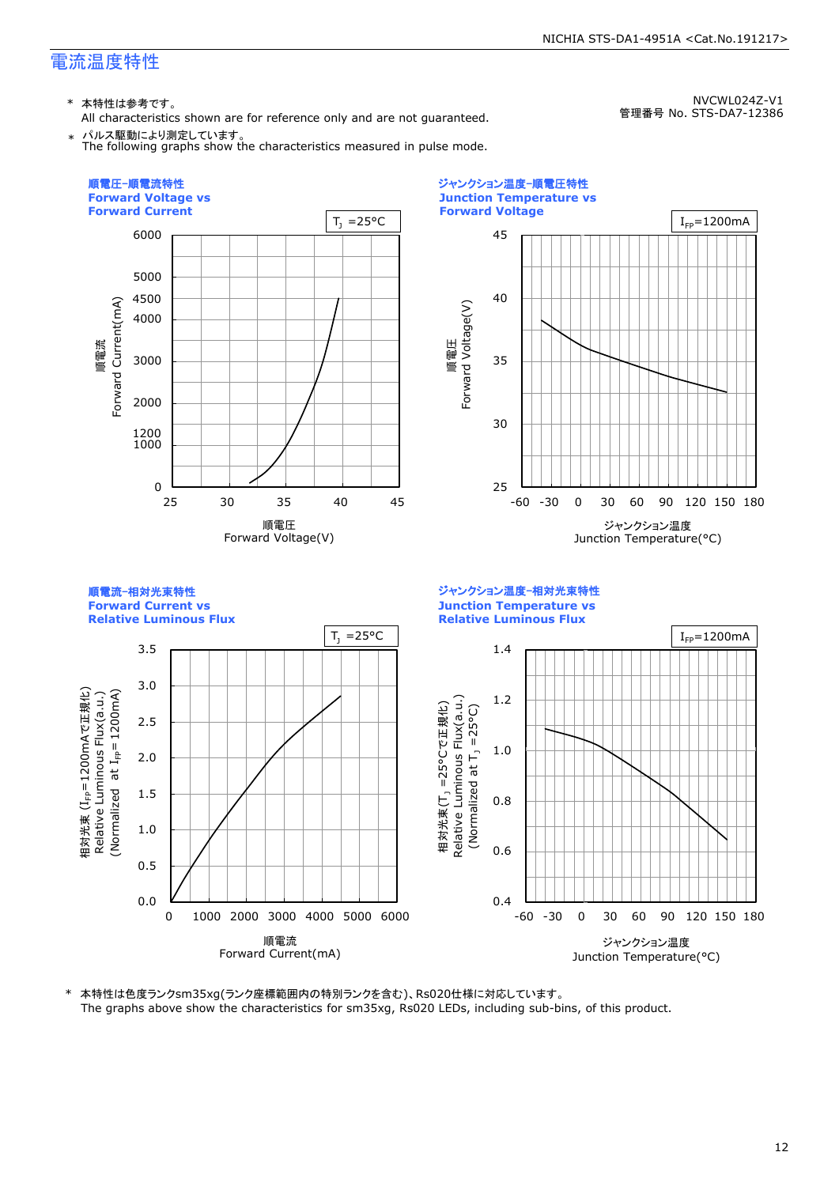## 電流温度特性

NVCWL024Z-V1
管理番号 No. STS-DA7-12386

\* 本特性は参考です。
All characteristics shown are for reference only and are not guaranteed.

\* パルス駆動により測定しています。
The following graphs show the characteristics measured in pulse mode.

**順電圧-順電流特性**
**Forward Voltage vs Forward Current**

$T_J$ =25°C

順電流 Forward Current(mA)

順電圧 Forward Voltage(V)

**ジャンクション温度-順電圧特性**
**Junction Temperature vs Forward Voltage**

$I_{FP}$=1200mA

順電圧 Forward Voltage(V)

ジャンクション温度 Junction Temperature(°C)

**順電流-相対光束特性**
**Forward Current vs Relative Luminous Flux**

$T_J$ =25°C

相対光束 ($I_{FP}$=1200mAで正規化) Relative Luminous Flux(a.u.) (Normalized at $I_{FP}$= 1200mA)

順電流 Forward Current(mA)

**ジャンクション温度-相対光束特性**
**Junction Temperature vs Relative Luminous Flux**

$I_{FP}$=1200mA

相対光束($T_J$ =25°Cで正規化) Relative Luminous Flux(a.u.) (Normalized at $T_J$ =25°C)

ジャンクション温度 Junction Temperature(°C)

\* 本特性は色度ランクsm35xg(ランク座標範囲内の特別ランクを含む)、Rs020仕様に対応しています。
The graphs above show the characteristics for sm35xg, Rs020 LEDs, including sub-bins, of this product.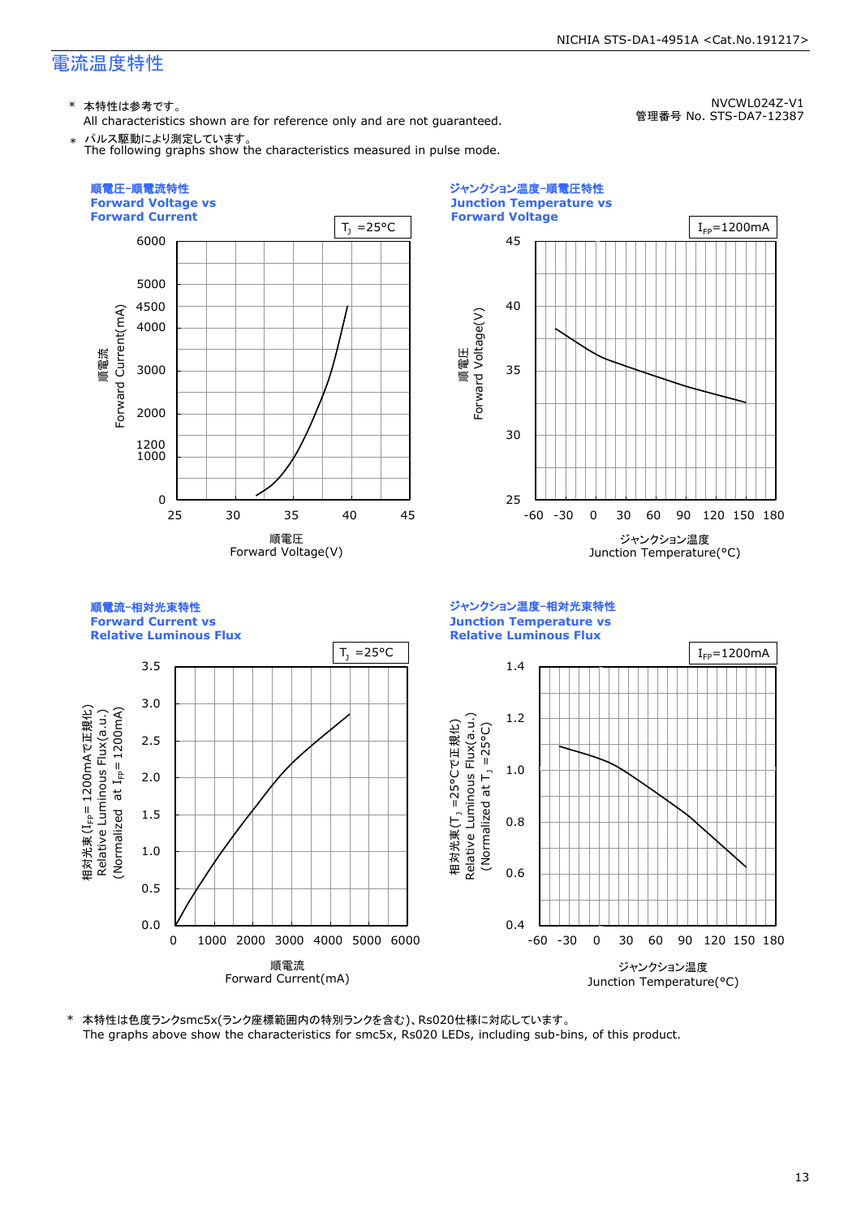# 電流温度特性

NVCWL024Z-V1
管理番号 No. STS-DA7-12387

\* 本特性は参考です。
All characteristics shown are for reference only and are not guaranteed.

\* パルス駆動により測定しています。
The following graphs show the characteristics measured in pulse mode.

### 順電圧-順電流特性
### Forward Voltage vs Forward Current

$T_J$ =25°C

順電流 Forward Current(mA): 0, 1000, 1200, 2000, 3000, 4000, 4500, 5000, 6000

順電圧 Forward Voltage(V): 25, 30, 35, 40, 45

### ジャンクション温度-順電圧特性
### Junction Temperature vs Forward Voltage

$I_{FP}$=1200mA

順電圧 Forward Voltage(V): 25, 30, 35, 40, 45

ジャンクション温度 Junction Temperature(°C): -60, -30, 0, 30, 60, 90, 120, 150, 180

### 順電流-相対光束特性
### Forward Current vs Relative Luminous Flux

$T_J$ =25°C

相対光束 ($I_{FP}$= 1200mAで正規化) Relative Luminous Flux(a.u.) (Normalized at $I_{FP}$= 1200mA): 0.0, 0.5, 1.0, 1.5, 2.0, 2.5, 3.0, 3.5

順電流 Forward Current(mA): 0, 1000, 2000, 3000, 4000, 5000, 6000

### ジャンクション温度-相対光束特性
### Junction Temperature vs Relative Luminous Flux

$I_{FP}$=1200mA

相対光束 ($T_J$ =25°Cで正規化) Relative Luminous Flux(a.u.) (Normalized at $T_J$ =25°C): 0.4, 0.6, 0.8, 1.0, 1.2, 1.4

ジャンクション温度 Junction Temperature(°C): -60, -30, 0, 30, 60, 90, 120, 150, 180

\* 本特性は色度ランクsmc5x(ランク座標範囲内の特別ランクを含む)、Rs020仕様に対応しています。
The graphs above show the characteristics for smc5x, Rs020 LEDs, including sub-bins, of this product.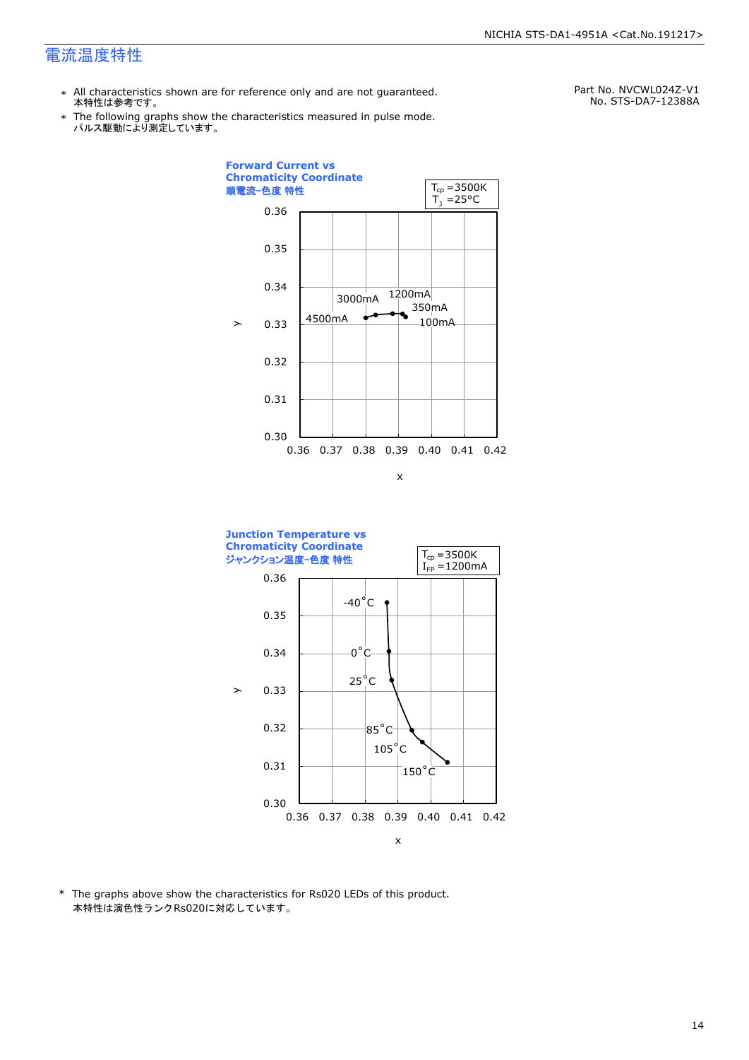# 電流温度特性

Part No. NVCWL024Z-V1
No. STS-DA7-12388A

- ＊ All characteristics shown are for reference only and are not guaranteed.
  本特性は参考です。
- ＊ The following graphs show the characteristics measured in pulse mode.
  パルス駆動により測定しています。

**Forward Current vs Chromaticity Coordinate**
**順電流-色度 特性**

$T_{cp}$ =3500K
$T_J$ =25°C

y: 0.30 – 0.36
x: 0.36 – 0.42

Labels: 4500mA, 3000mA, 1200mA, 350mA, 100mA

**Junction Temperature vs Chromaticity Coordinate**
**ジャンクション温度-色度 特性**

$T_{cp}$ =3500K
$I_{FP}$ =1200mA

y: 0.30 – 0.36
x: 0.36 – 0.42

Labels: -40°C, 0°C, 25°C, 85°C, 105°C, 150°C

\* The graphs above show the characteristics for Rs020 LEDs of this product.
本特性は演色性ランクRs020に対応しています。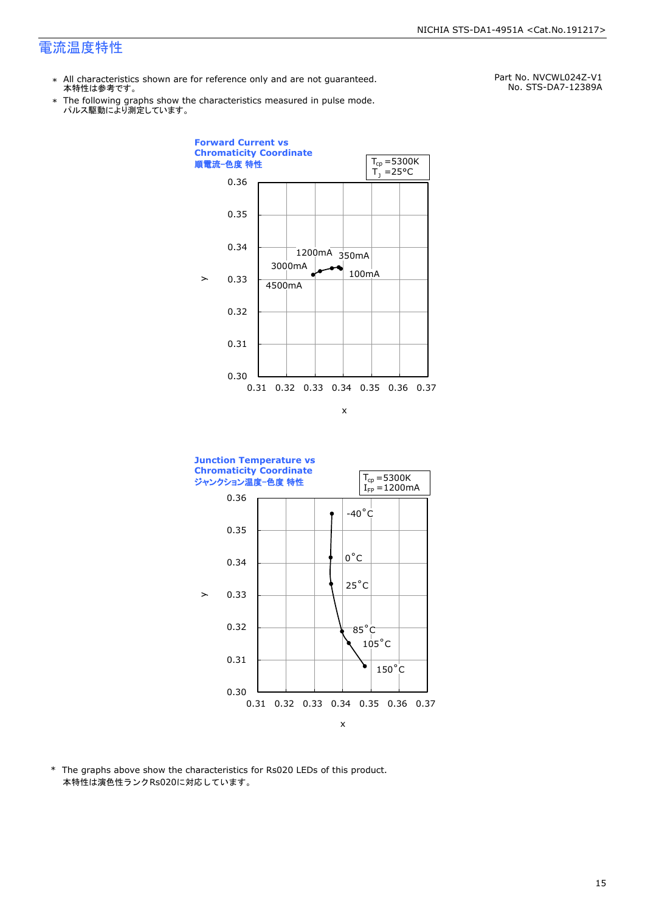# 電流温度特性

Part No. NVCWL024Z-V1
No. STS-DA7-12389A

* All characteristics shown are for reference only and are not guaranteed.
  本特性は参考です。
* The following graphs show the characteristics measured in pulse mode.
  パルス駆動により測定しています。

**Forward Current vs Chromaticity Coordinate**
**順電流−色度 特性**

$T_{cp}$ =5300K
$T_J$ =25°C

1200mA 350mA
3000mA
100mA
4500mA

y: 0.30 – 0.36
x: 0.31 – 0.37

**Junction Temperature vs Chromaticity Coordinate**
**ジャンクション温度−色度 特性**

$T_{cp}$ =5300K
$I_{FP}$ =1200mA

-40°C
0°C
25°C
85°C
105°C
150°C

y: 0.30 – 0.36
x: 0.31 – 0.37

* The graphs above show the characteristics for Rs020 LEDs of this product.
  本特性は演色性ランクRs020に対応しています。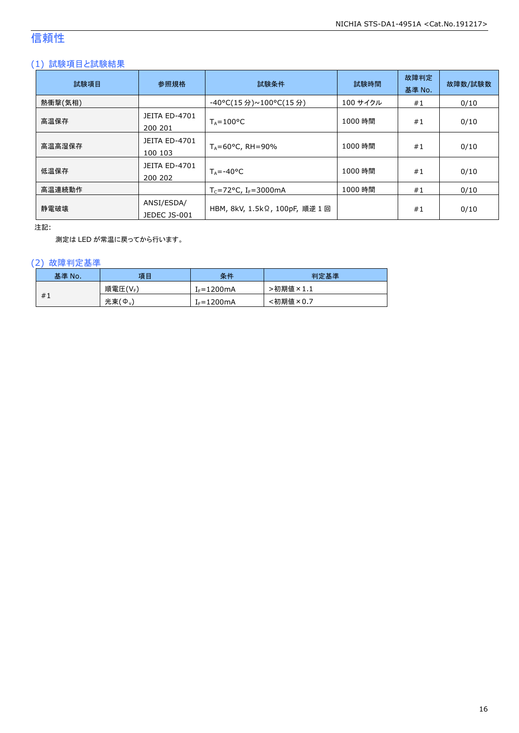# 信頼性

## (1) 試験項目と試験結果

| 試験項目 | 参照規格 | 試験条件 | 試験時間 | 故障判定基準 No. | 故障数/試験数 |
|---|---|---|---|---|---|
| 熱衝撃(気相) | | -40°C(15 分)~100°C(15 分) | 100 サイクル | #1 | 0/10 |
| 高温保存 | JEITA ED-4701 200 201 | $T_A$=100°C | 1000 時間 | #1 | 0/10 |
| 高温高湿保存 | JEITA ED-4701 100 103 | $T_A$=60°C, RH=90% | 1000 時間 | #1 | 0/10 |
| 低温保存 | JEITA ED-4701 200 202 | $T_A$=-40°C | 1000 時間 | #1 | 0/10 |
| 高温連続動作 | | $T_C$=72°C, $I_F$=3000mA | 1000 時間 | #1 | 0/10 |
| 静電破壊 | ANSI/ESDA/ JEDEC JS-001 | HBM, 8kV, 1.5kΩ, 100pF, 順逆 1 回 | | #1 | 0/10 |

注記:

測定は LED が常温に戻ってから行います。

## (2) 故障判定基準

| 基準 No. | 項目 | 条件 | 判定基準 |
|---|---|---|---|
| #1 | 順電圧($V_F$) | $I_F$=1200mA | >初期値×1.1 |
| | 光束($\Phi_V$) | $I_F$=1200mA | <初期値×0.7 |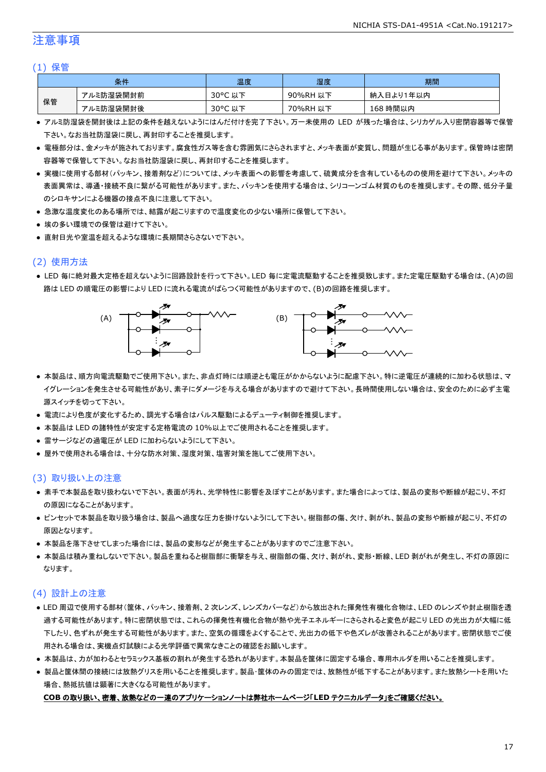# 注意事項

## (1) 保管

| 条件 | | 温度 | 湿度 | 期間 |
|---|---|---|---|---|
| 保管 | アルミ防湿袋開封前 | 30°C 以下 | 90%RH 以下 | 納入日より1年以内 |
| | アルミ防湿袋開封後 | 30°C 以下 | 70%RH 以下 | 168 時間以内 |

- アルミ防湿袋を開封後は上記の条件を越えないようにはんだ付けを完了下さい。万一未使用の LED が残った場合は、シリカゲル入り密閉容器等で保管下さい。なお当社防湿袋に戻し、再封印することを推奨します。
- 電極部分は、金メッキが施されております。腐食性ガス等を含む雰囲気にさらされますと、メッキ表面が変質し、問題が生じる事があります。保管時は密閉容器等で保管して下さい。なお当社防湿袋に戻し、再封印することを推奨します。
- 実機に使用する部材(パッキン、接着剤など)については、メッキ表面への影響を考慮して、硫黄成分を含有しているものの使用を避けて下さい。メッキの表面異常は、導通・接続不良に繋がる可能性があります。また、パッキンを使用する場合は、シリコーンゴム材質のものを推奨します。その際、低分子量のシロキサンによる機器の接点不良に注意して下さい。
- 急激な温度変化のある場所では、結露が起こりますので温度変化の少ない場所に保管して下さい。
- 埃の多い環境での保管は避けて下さい。
- 直射日光や室温を超えるような環境に長期間さらさないで下さい。

## (2) 使用方法

- LED 毎に絶対最大定格を超えないように回路設計を行って下さい。LED 毎に定電流駆動することを推奨致します。また定電圧駆動する場合は、(A)の回路は LED の順電圧の影響により LED に流れる電流がばらつく可能性がありますので、(B)の回路を推奨します。

(A) (B)

- 本製品は、順方向電流駆動でご使用下さい。また、非点灯時には順逆とも電圧がかからないように配慮下さい。特に逆電圧が連続的に加わる状態は、マイグレーションを発生させる可能性があり、素子にダメージを与える場合がありますので避けて下さい。長時間使用しない場合は、安全のために必ず主電源スイッチを切って下さい。
- 電流により色度が変化するため、調光する場合はパルス駆動によるデューティ制御を推奨します。
- 本製品は LED の諸特性が安定する定格電流の 10%以上でご使用されることを推奨します。
- 雷サージなどの過電圧が LED に加わらないようにして下さい。
- 屋外で使用される場合は、十分な防水対策、湿度対策、塩害対策を施してご使用下さい。

## (3) 取り扱い上の注意

- 素手で本製品を取り扱わないで下さい。表面が汚れ、光学特性に影響を及ぼすことがあります。また場合によっては、製品の変形や断線が起こり、不灯の原因になることがあります。
- ピンセットで本製品を取り扱う場合は、製品へ過度な圧力を掛けないようにして下さい。樹脂部の傷、欠け、剥がれ、製品の変形や断線が起こり、不灯の原因となります。
- 本製品を落下させてしまった場合には、製品の変形などが発生することがありますのでご注意下さい。
- 本製品は積み重ねしないで下さい。製品を重ねると樹脂部に衝撃を与え、樹脂部の傷、欠け、剥がれ、変形・断線、LED 剥がれが発生し、不灯の原因になります。

## (4) 設計上の注意

- LED 周辺で使用する部材(筐体、パッキン、接着剤、2 次レンズ、レンズカバーなど)から放出された揮発性有機化合物は、LED のレンズや封止樹脂を透過する可能性があります。特に密閉状態では、これらの揮発性有機化合物が熱や光子エネルギーにさらされると変色が起こり LED の光出力が大幅に低下したり、色ずれが発生する可能性があります。また、空気の循環をよくすることで、光出力の低下や色ズレが改善されることがあります。密閉状態でご使用される場合は、実機点灯試験による光学評価で異常なきことの確認をお願いします。
- 本製品は、力が加わるとセラミックス基板の割れが発生する恐れがあります。本製品を筐体に固定する場合、専用ホルダを用いることを推奨します。
- 製品と筐体間の接続には放熱グリスを用いることを推奨します。製品・筐体のみの固定では、放熱性が低下することがあります。また放熱シートを用いた場合、熱抵抗値は顕著に大きくなる可能性があります。

**COB の取り扱い、密着、放熱などの一連のアプリケーションノートは弊社ホームページ「LED テクニカルデータ」をご確認ください。**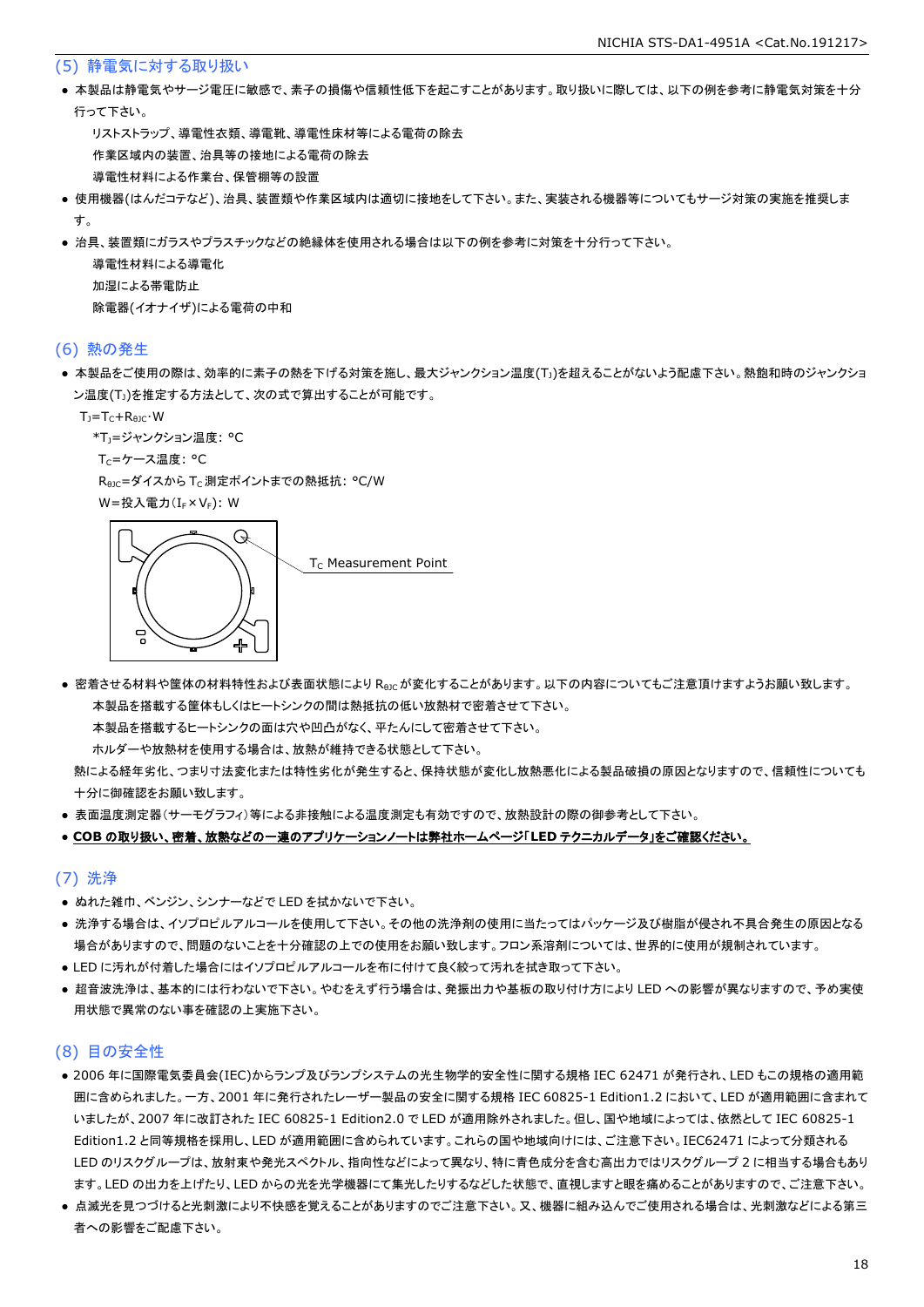## (5) 静電気に対する取り扱い

- 本製品は静電気やサージ電圧に敏感で、素子の損傷や信頼性低下を起こすことがあります。取り扱いに際しては、以下の例を参考に静電気対策を十分行って下さい。

  リストストラップ、導電性衣類、導電靴、導電性床材等による電荷の除去
  作業区域内の装置、治具等の接地による電荷の除去
  導電性材料による作業台、保管棚等の設置

- 使用機器(はんだコテなど)、治具、装置類や作業区域内は適切に接地をして下さい。また、実装される機器等についてもサージ対策の実施を推奨します。
- 治具、装置類にガラスやプラスチックなどの絶縁体を使用される場合は以下の例を参考に対策を十分行って下さい。

  導電性材料による導電化
  加湿による帯電防止
  除電器(イオナイザ)による電荷の中和

## (6) 熱の発生

- 本製品をご使用の際は、効率的に素子の熱を下げる対策を施し、最大ジャンクション温度($T_J$)を超えることがないよう配慮下さい。熱飽和時のジャンクション温度($T_J$)を推定する方法として、次の式で算出することが可能です。

  $T_J=T_C+R_{\theta JC}\cdot W$
  *$T_J$=ジャンクション温度: °C
  $T_C$=ケース温度: °C
  $R_{\theta JC}$=ダイスから $T_C$ 測定ポイントまでの熱抵抗: °C/W
  W=投入電力($I_F\times V_F$): W

$T_C$ Measurement Point

- 密着させる材料や筐体の材料特性および表面状態により $R_{\theta JC}$ が変化することがあります。以下の内容についてもご注意頂けますようお願い致します。

  本製品を搭載する筐体もしくはヒートシンクの間は熱抵抗の低い放熱材で密着させて下さい。
  本製品を搭載するヒートシンクの面は穴や凹凸がなく、平たんにして密着させて下さい。
  ホルダーや放熱材を使用する場合は、放熱が維持できる状態として下さい。

  熱による経年劣化、つまり寸法変化または特性劣化が発生すると、保持状態が変化し放熱悪化による製品破損の原因となりますので、信頼性についても十分に御確認をお願い致します。

- 表面温度測定器(サーモグラフィ)等による非接触による温度測定も有効ですので、放熱設計の際の御参考として下さい。
- **COB の取り扱い、密着、放熱などの一連のアプリケーションノートは弊社ホームページ「LED テクニカルデータ」をご確認ください。**

## (7) 洗浄

- ぬれた雑巾、ベンジン、シンナーなどで LED を拭かないで下さい。
- 洗浄する場合は、イソプロピルアルコールを使用して下さい。その他の洗浄剤の使用に当たってはパッケージ及び樹脂が侵され不具合発生の原因となる場合がありますので、問題のないことを十分確認の上での使用をお願い致します。フロン系溶剤については、世界的に使用が規制されています。
- LED に汚れが付着した場合にはイソプロピルアルコールを布に付けて良く絞って汚れを拭き取って下さい。
- 超音波洗浄は、基本的には行わないで下さい。やむをえず行う場合は、発振出力や基板の取り付け方により LED への影響が異なりますので、予め実使用状態で異常のない事を確認の上実施下さい。

## (8) 目の安全性

- 2006 年に国際電気委員会(IEC)からランプ及びランプシステムの光生物学的安全性に関する規格 IEC 62471 が発行され、LED もこの規格の適用範囲に含められました。一方、2001 年に発行されたレーザー製品の安全に関する規格 IEC 60825-1 Edition1.2 において、LED が適用範囲に含まれていましたが、2007 年に改訂された IEC 60825-1 Edition2.0 で LED が適用除外されました。但し、国や地域によっては、依然として IEC 60825-1 Edition1.2 と同等規格を採用し、LED が適用範囲に含められています。これらの国や地域向けには、ご注意下さい。IEC62471 によって分類される LED のリスクグループは、放射束や発光スペクトル、指向性などによって異なり、特に青色成分を含む高出力ではリスクグループ 2 に相当する場合もあります。LED の出力を上げたり、LED からの光を光学機器にて集光したりするなどした状態で、直視しますと眼を痛めることがありますので、ご注意下さい。
- 点滅光を見つづけると光刺激により不快感を覚えることがありますのでご注意下さい。又、機器に組み込んでご使用される場合は、光刺激などによる第三者への影響をご配慮下さい。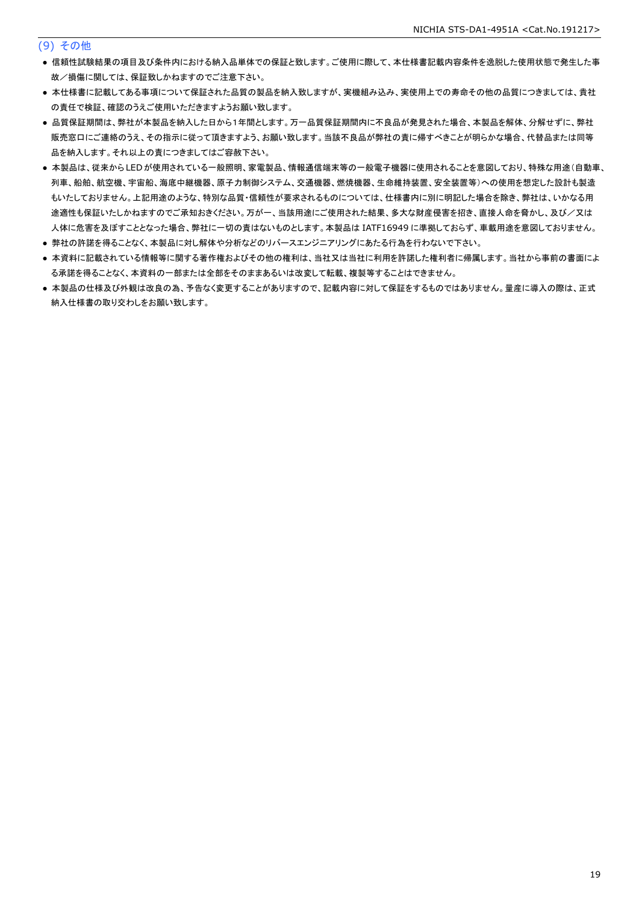## (9) その他

- 信頼性試験結果の項目及び条件内における納入品単体での保証と致します。ご使用に際して、本仕様書記載内容条件を逸脱した使用状態で発生した事故／損傷に関しては、保証致しかねますのでご注意下さい。
- 本仕様書に記載してある事項について保証された品質の製品を納入致しますが、実機組み込み、実使用上での寿命その他の品質につきましては、貴社の責任で検証、確認のうえご使用いただきますようお願い致します。
- 品質保証期間は、弊社が本製品を納入した日から1年間とします。万一品質保証期間内に不良品が発見された場合、本製品を解体、分解せずに、弊社販売窓口にご連絡のうえ、その指示に従って頂きますよう、お願い致します。当該不良品が弊社の責に帰すべきことが明らかな場合、代替品または同等品を納入します。それ以上の責につきましてはご容赦下さい。
- 本製品は、従来からLEDが使用されている一般照明、家電製品、情報通信端末等の一般電子機器に使用されることを意図しており、特殊な用途（自動車、列車、船舶、航空機、宇宙船、海底中継機器、原子力制御システム、交通機器、燃焼機器、生命維持装置、安全装置等）への使用を想定した設計も製造もいたしておりません。上記用途のような、特別な品質・信頼性が要求されるものについては、仕様書内に別に明記した場合を除き、弊社は、いかなる用途適性も保証いたしかねますのでご承知おきください。万が一、当該用途にご使用された結果、多大な財産侵害を招き、直接人命を脅かし、及び／又は人体に危害を及ぼすこととなった場合、弊社に一切の責はないものとします。本製品は IATF16949 に準拠しておらず、車載用途を意図しておりません。
- 弊社の許諾を得ることなく、本製品に対し解体や分析などのリバースエンジニアリングにあたる行為を行わないで下さい。
- 本資料に記載されている情報等に関する著作権およびその他の権利は、当社又は当社に利用を許諾した権利者に帰属します。当社から事前の書面による承諾を得ることなく、本資料の一部または全部をそのままあるいは改変して転載、複製等することはできません。
- 本製品の仕様及び外観は改良の為、予告なく変更することがありますので、記載内容に対して保証をするものではありません。量産に導入の際は、正式納入仕様書の取り交わしをお願い致します。